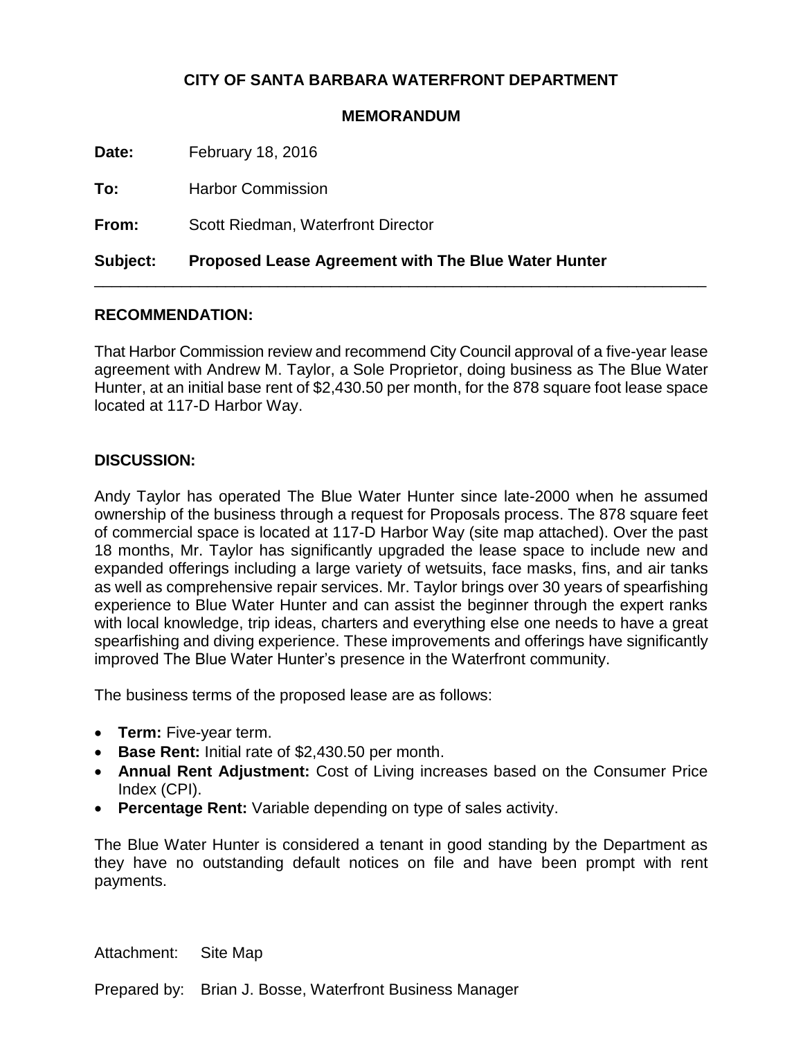**CITY OF SANTA BARBARA WATERFRONT DEPARTMENT**

**MEMORANDUM**

**Date:** February 18, 2016

**To:** Harbor Commission

**From:** Scott Riedman, Waterfront Director

**Subject:** **Proposed Lease Agreement with The Blue Water Hunter**

---

## RECOMMENDATION:

That Harbor Commission review and recommend City Council approval of a five-year lease agreement with Andrew M. Taylor, a Sole Proprietor, doing business as The Blue Water Hunter, at an initial base rent of $2,430.50 per month, for the 878 square foot lease space located at 117-D Harbor Way.

## DISCUSSION:

Andy Taylor has operated The Blue Water Hunter since late-2000 when he assumed ownership of the business through a request for Proposals process. The 878 square feet of commercial space is located at 117-D Harbor Way (site map attached). Over the past 18 months, Mr. Taylor has significantly upgraded the lease space to include new and expanded offerings including a large variety of wetsuits, face masks, fins, and air tanks as well as comprehensive repair services. Mr. Taylor brings over 30 years of spearfishing experience to Blue Water Hunter and can assist the beginner through the expert ranks with local knowledge, trip ideas, charters and everything else one needs to have a great spearfishing and diving experience. These improvements and offerings have significantly improved The Blue Water Hunter's presence in the Waterfront community.

The business terms of the proposed lease are as follows:

- **Term:** Five-year term.
- **Base Rent:** Initial rate of $2,430.50 per month.
- **Annual Rent Adjustment:** Cost of Living increases based on the Consumer Price Index (CPI).
- **Percentage Rent:** Variable depending on type of sales activity.

The Blue Water Hunter is considered a tenant in good standing by the Department as they have no outstanding default notices on file and have been prompt with rent payments.

Attachment: Site Map

Prepared by: Brian J. Bosse, Waterfront Business Manager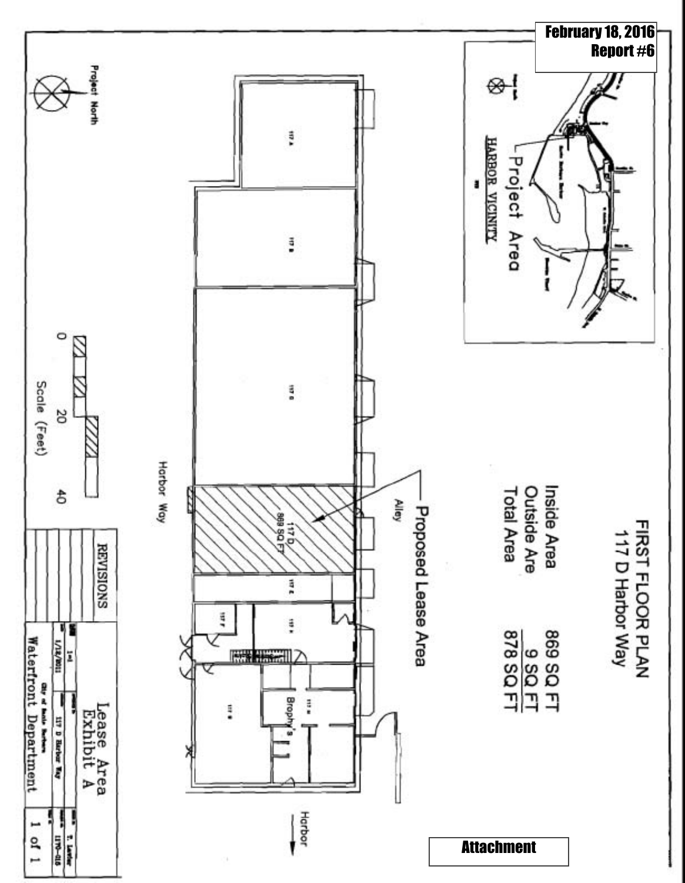February 18, 2016
Report #6

# FIRST FLOOR PLAN
## 117 D Harbor Way

| | |
|---|---|
| Inside Area | 869 SQ FT |
| Outside Are | 9 SQ FT |
| Total Area | 878 SQ FT |

Proposed Lease Area

Project Area

HARBOR VICINITY

Project North

Alley

Harbor Way

Harbor

117 A

117 B

117 C

117 D
869 SQ FT

117 E

117 F

117 F

117 G

117 H

Brophy's

Scale (Feet)
0 20 40

REVISIONS

Lease Area
Exhibit A

1/18/2011

117 D Harbor Way

City of Santa Barbara
Waterfront Department

T. Lawler

1 of 1

Attachment